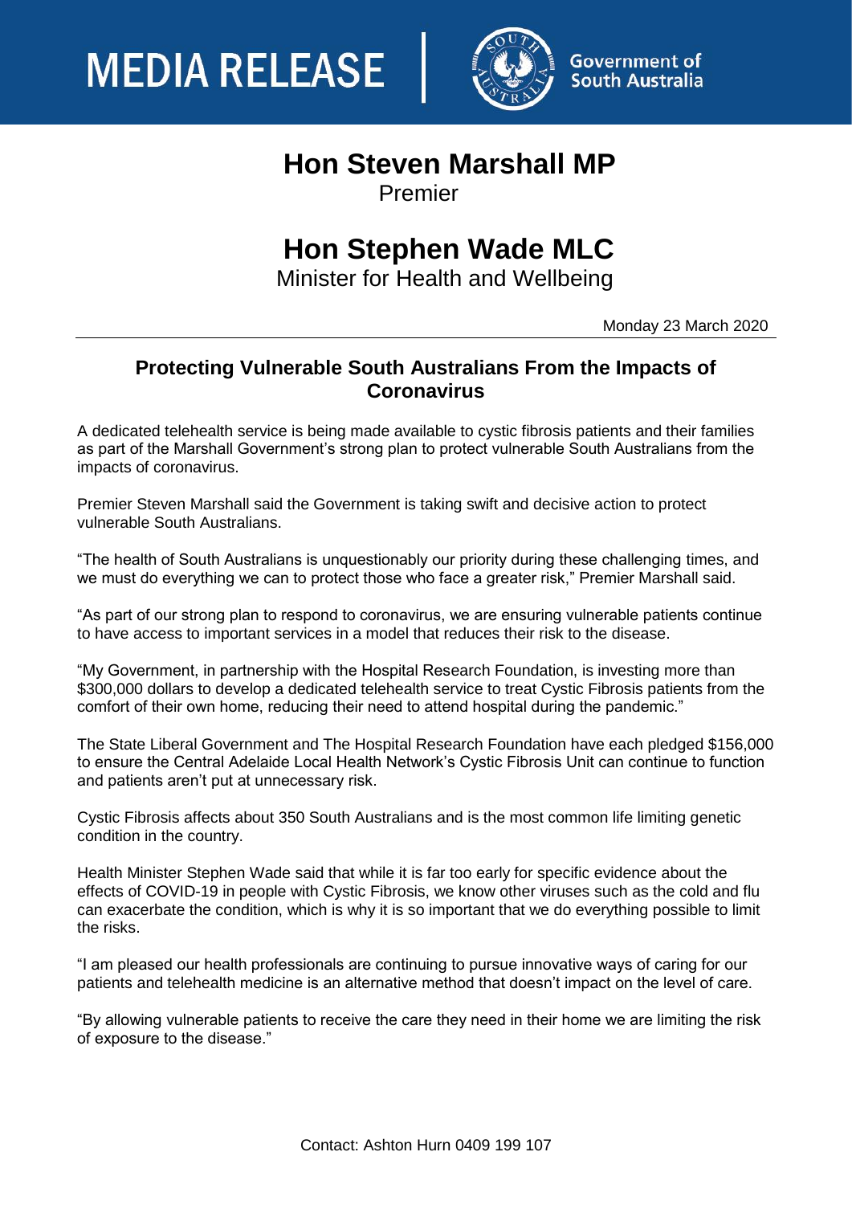MEDIA RELEASE

Government of South Australia

# Hon Steven Marshall MP

Premier

# Hon Stephen Wade MLC

Minister for Health and Wellbeing

Monday 23 March 2020

## Protecting Vulnerable South Australians From the Impacts of Coronavirus

A dedicated telehealth service is being made available to cystic fibrosis patients and their families as part of the Marshall Government's strong plan to protect vulnerable South Australians from the impacts of coronavirus.

Premier Steven Marshall said the Government is taking swift and decisive action to protect vulnerable South Australians.

"The health of South Australians is unquestionably our priority during these challenging times, and we must do everything we can to protect those who face a greater risk," Premier Marshall said.

"As part of our strong plan to respond to coronavirus, we are ensuring vulnerable patients continue to have access to important services in a model that reduces their risk to the disease.

"My Government, in partnership with the Hospital Research Foundation, is investing more than $300,000 dollars to develop a dedicated telehealth service to treat Cystic Fibrosis patients from the comfort of their own home, reducing their need to attend hospital during the pandemic."

The State Liberal Government and The Hospital Research Foundation have each pledged $156,000 to ensure the Central Adelaide Local Health Network's Cystic Fibrosis Unit can continue to function and patients aren't put at unnecessary risk.

Cystic Fibrosis affects about 350 South Australians and is the most common life limiting genetic condition in the country.

Health Minister Stephen Wade said that while it is far too early for specific evidence about the effects of COVID-19 in people with Cystic Fibrosis, we know other viruses such as the cold and flu can exacerbate the condition, which is why it is so important that we do everything possible to limit the risks.

"I am pleased our health professionals are continuing to pursue innovative ways of caring for our patients and telehealth medicine is an alternative method that doesn't impact on the level of care.

"By allowing vulnerable patients to receive the care they need in their home we are limiting the risk of exposure to the disease."

Contact: Ashton Hurn 0409 199 107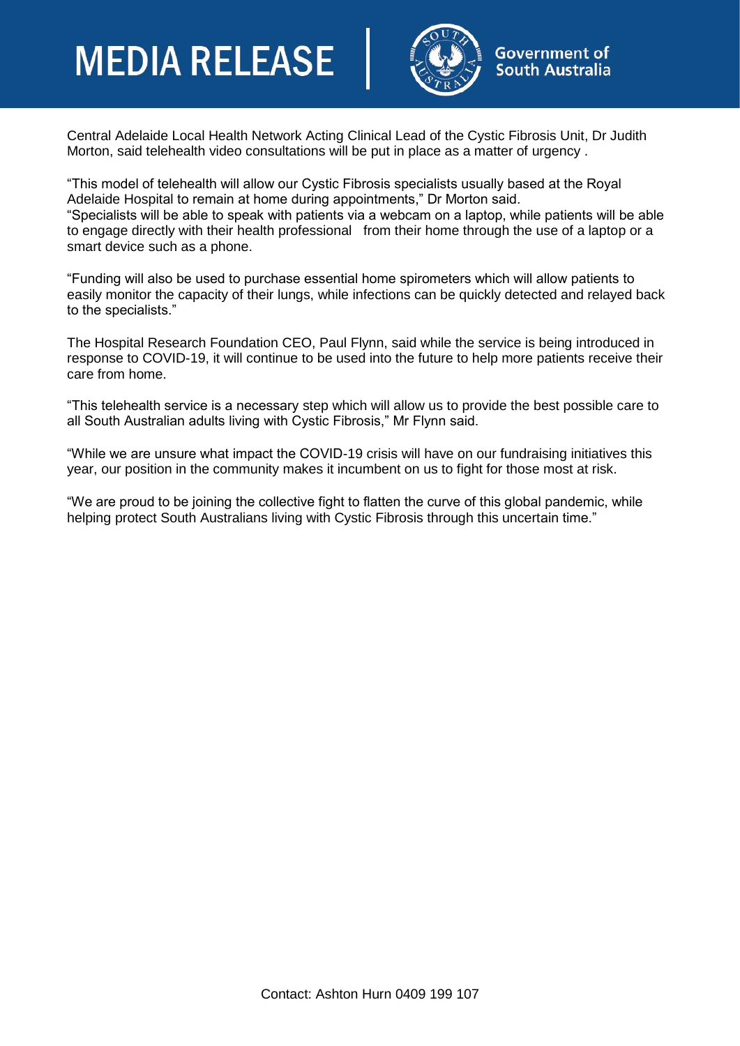# MEDIA RELEASE

Government of South Australia

Central Adelaide Local Health Network Acting Clinical Lead of the Cystic Fibrosis Unit, Dr Judith Morton, said telehealth video consultations will be put in place as a matter of urgency .

"This model of telehealth will allow our Cystic Fibrosis specialists usually based at the Royal Adelaide Hospital to remain at home during appointments," Dr Morton said.
"Specialists will be able to speak with patients via a webcam on a laptop, while patients will be able to engage directly with their health professional from their home through the use of a laptop or a smart device such as a phone.

"Funding will also be used to purchase essential home spirometers which will allow patients to easily monitor the capacity of their lungs, while infections can be quickly detected and relayed back to the specialists."

The Hospital Research Foundation CEO, Paul Flynn, said while the service is being introduced in response to COVID-19, it will continue to be used into the future to help more patients receive their care from home.

"This telehealth service is a necessary step which will allow us to provide the best possible care to all South Australian adults living with Cystic Fibrosis," Mr Flynn said.

"While we are unsure what impact the COVID-19 crisis will have on our fundraising initiatives this year, our position in the community makes it incumbent on us to fight for those most at risk.

"We are proud to be joining the collective fight to flatten the curve of this global pandemic, while helping protect South Australians living with Cystic Fibrosis through this uncertain time."

Contact: Ashton Hurn 0409 199 107